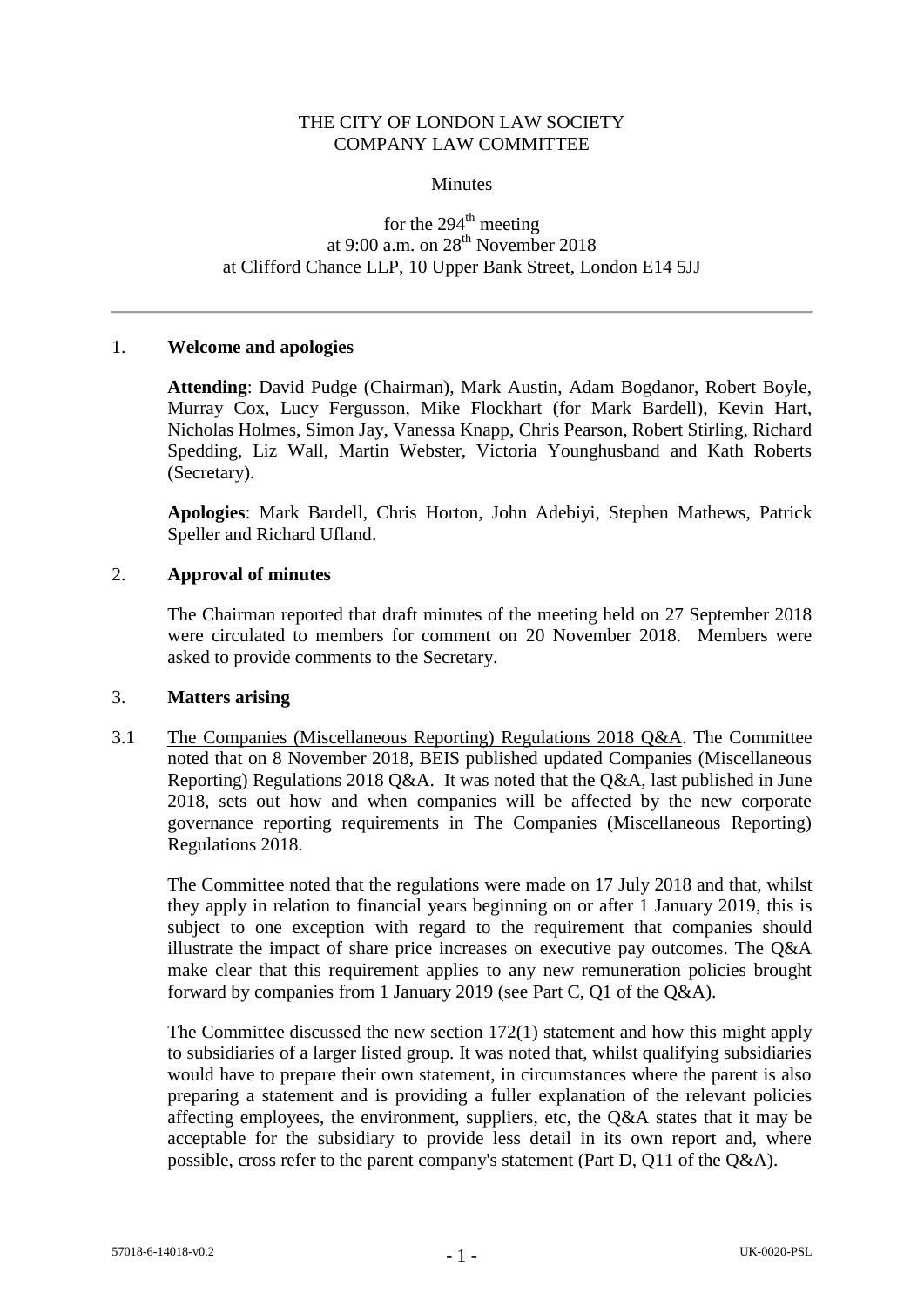# THE CITY OF LONDON LAW SOCIETY
## COMPANY LAW COMMITTEE

Minutes

for the 294th meeting
at 9:00 a.m. on 28th November 2018
at Clifford Chance LLP, 10 Upper Bank Street, London E14 5JJ

---

## 1. Welcome and apologies

**Attending**: David Pudge (Chairman), Mark Austin, Adam Bogdanor, Robert Boyle, Murray Cox, Lucy Fergusson, Mike Flockhart (for Mark Bardell), Kevin Hart, Nicholas Holmes, Simon Jay, Vanessa Knapp, Chris Pearson, Robert Stirling, Richard Spedding, Liz Wall, Martin Webster, Victoria Younghusband and Kath Roberts (Secretary).

**Apologies**: Mark Bardell, Chris Horton, John Adebiyi, Stephen Mathews, Patrick Speller and Richard Ufland.

## 2. Approval of minutes

The Chairman reported that draft minutes of the meeting held on 27 September 2018 were circulated to members for comment on 20 November 2018. Members were asked to provide comments to the Secretary.

## 3. Matters arising

3.1 The Companies (Miscellaneous Reporting) Regulations 2018 Q&A. The Committee noted that on 8 November 2018, BEIS published updated Companies (Miscellaneous Reporting) Regulations 2018 Q&A. It was noted that the Q&A, last published in June 2018, sets out how and when companies will be affected by the new corporate governance reporting requirements in The Companies (Miscellaneous Reporting) Regulations 2018.

The Committee noted that the regulations were made on 17 July 2018 and that, whilst they apply in relation to financial years beginning on or after 1 January 2019, this is subject to one exception with regard to the requirement that companies should illustrate the impact of share price increases on executive pay outcomes. The Q&A make clear that this requirement applies to any new remuneration policies brought forward by companies from 1 January 2019 (see Part C, Q1 of the Q&A).

The Committee discussed the new section 172(1) statement and how this might apply to subsidiaries of a larger listed group. It was noted that, whilst qualifying subsidiaries would have to prepare their own statement, in circumstances where the parent is also preparing a statement and is providing a fuller explanation of the relevant policies affecting employees, the environment, suppliers, etc, the Q&A states that it may be acceptable for the subsidiary to provide less detail in its own report and, where possible, cross refer to the parent company's statement (Part D, Q11 of the Q&A).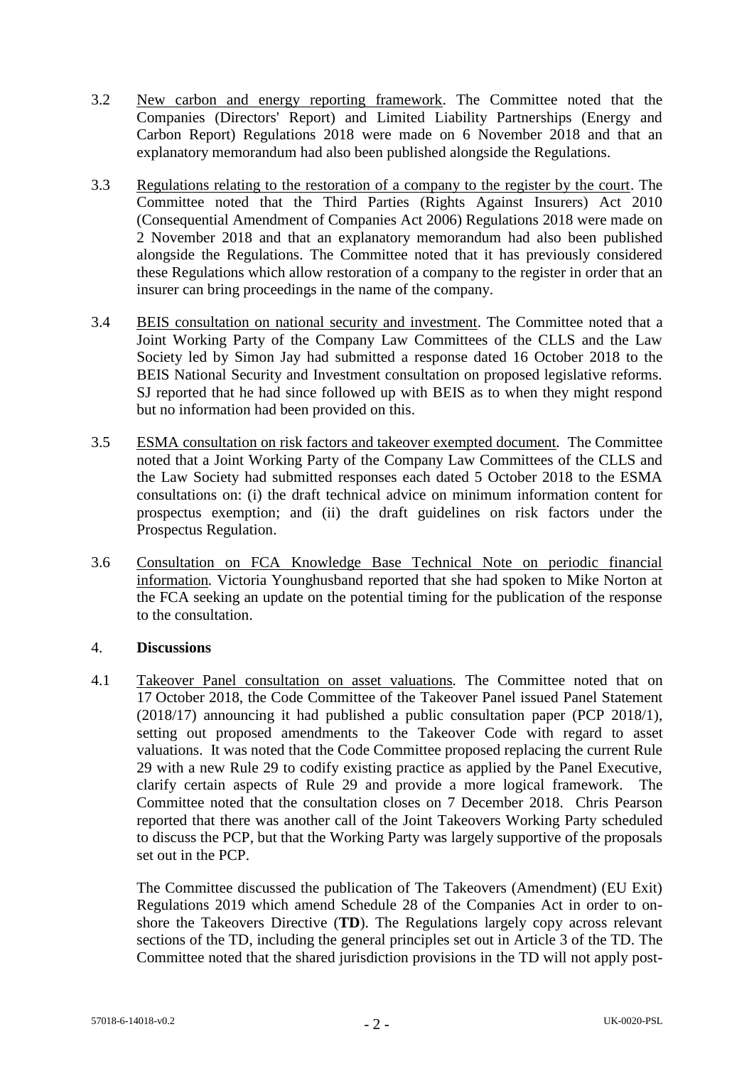3.2 New carbon and energy reporting framework. The Committee noted that the Companies (Directors' Report) and Limited Liability Partnerships (Energy and Carbon Report) Regulations 2018 were made on 6 November 2018 and that an explanatory memorandum had also been published alongside the Regulations.

3.3 Regulations relating to the restoration of a company to the register by the court. The Committee noted that the Third Parties (Rights Against Insurers) Act 2010 (Consequential Amendment of Companies Act 2006) Regulations 2018 were made on 2 November 2018 and that an explanatory memorandum had also been published alongside the Regulations. The Committee noted that it has previously considered these Regulations which allow restoration of a company to the register in order that an insurer can bring proceedings in the name of the company.

3.4 BEIS consultation on national security and investment. The Committee noted that a Joint Working Party of the Company Law Committees of the CLLS and the Law Society led by Simon Jay had submitted a response dated 16 October 2018 to the BEIS National Security and Investment consultation on proposed legislative reforms. SJ reported that he had since followed up with BEIS as to when they might respond but no information had been provided on this.

3.5 ESMA consultation on risk factors and takeover exempted document. The Committee noted that a Joint Working Party of the Company Law Committees of the CLLS and the Law Society had submitted responses each dated 5 October 2018 to the ESMA consultations on: (i) the draft technical advice on minimum information content for prospectus exemption; and (ii) the draft guidelines on risk factors under the Prospectus Regulation.

3.6 Consultation on FCA Knowledge Base Technical Note on periodic financial information. Victoria Younghusband reported that she had spoken to Mike Norton at the FCA seeking an update on the potential timing for the publication of the response to the consultation.

## 4. Discussions

4.1 Takeover Panel consultation on asset valuations. The Committee noted that on 17 October 2018, the Code Committee of the Takeover Panel issued Panel Statement (2018/17) announcing it had published a public consultation paper (PCP 2018/1), setting out proposed amendments to the Takeover Code with regard to asset valuations. It was noted that the Code Committee proposed replacing the current Rule 29 with a new Rule 29 to codify existing practice as applied by the Panel Executive, clarify certain aspects of Rule 29 and provide a more logical framework. The Committee noted that the consultation closes on 7 December 2018. Chris Pearson reported that there was another call of the Joint Takeovers Working Party scheduled to discuss the PCP, but that the Working Party was largely supportive of the proposals set out in the PCP.

The Committee discussed the publication of The Takeovers (Amendment) (EU Exit) Regulations 2019 which amend Schedule 28 of the Companies Act in order to on-shore the Takeovers Directive (**TD**). The Regulations largely copy across relevant sections of the TD, including the general principles set out in Article 3 of the TD. The Committee noted that the shared jurisdiction provisions in the TD will not apply post-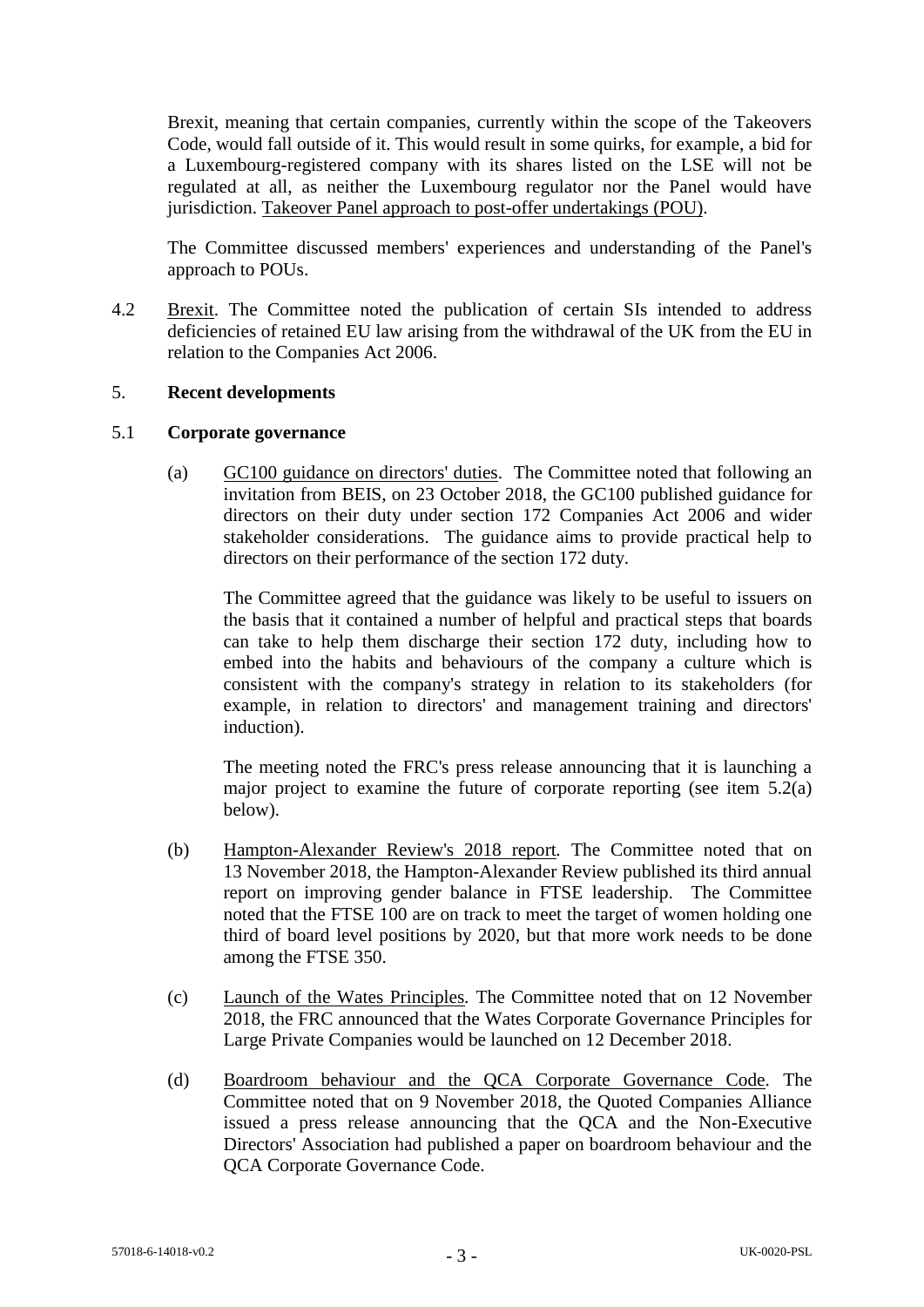Brexit, meaning that certain companies, currently within the scope of the Takeovers Code, would fall outside of it. This would result in some quirks, for example, a bid for a Luxembourg-registered company with its shares listed on the LSE will not be regulated at all, as neither the Luxembourg regulator nor the Panel would have jurisdiction. Takeover Panel approach to post-offer undertakings (POU).

The Committee discussed members' experiences and understanding of the Panel's approach to POUs.

4.2 Brexit. The Committee noted the publication of certain SIs intended to address deficiencies of retained EU law arising from the withdrawal of the UK from the EU in relation to the Companies Act 2006.

## 5. Recent developments

### 5.1 Corporate governance

(a) GC100 guidance on directors' duties. The Committee noted that following an invitation from BEIS, on 23 October 2018, the GC100 published guidance for directors on their duty under section 172 Companies Act 2006 and wider stakeholder considerations. The guidance aims to provide practical help to directors on their performance of the section 172 duty.

The Committee agreed that the guidance was likely to be useful to issuers on the basis that it contained a number of helpful and practical steps that boards can take to help them discharge their section 172 duty, including how to embed into the habits and behaviours of the company a culture which is consistent with the company's strategy in relation to its stakeholders (for example, in relation to directors' and management training and directors' induction).

The meeting noted the FRC's press release announcing that it is launching a major project to examine the future of corporate reporting (see item 5.2(a) below).

(b) Hampton-Alexander Review's 2018 report. The Committee noted that on 13 November 2018, the Hampton-Alexander Review published its third annual report on improving gender balance in FTSE leadership. The Committee noted that the FTSE 100 are on track to meet the target of women holding one third of board level positions by 2020, but that more work needs to be done among the FTSE 350.

(c) Launch of the Wates Principles. The Committee noted that on 12 November 2018, the FRC announced that the Wates Corporate Governance Principles for Large Private Companies would be launched on 12 December 2018.

(d) Boardroom behaviour and the QCA Corporate Governance Code. The Committee noted that on 9 November 2018, the Quoted Companies Alliance issued a press release announcing that the QCA and the Non-Executive Directors' Association had published a paper on boardroom behaviour and the QCA Corporate Governance Code.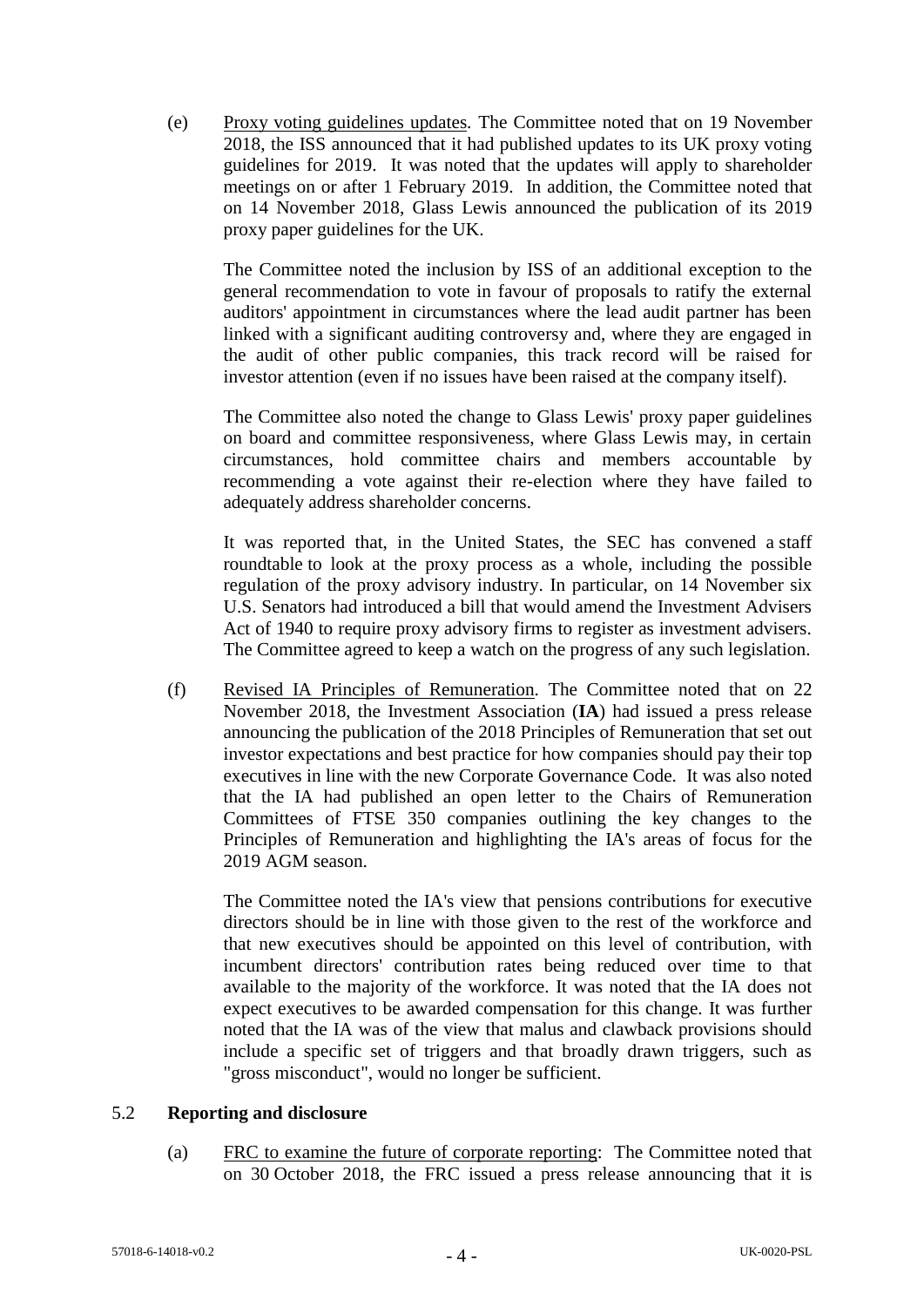(e) Proxy voting guidelines updates. The Committee noted that on 19 November 2018, the ISS announced that it had published updates to its UK proxy voting guidelines for 2019. It was noted that the updates will apply to shareholder meetings on or after 1 February 2019. In addition, the Committee noted that on 14 November 2018, Glass Lewis announced the publication of its 2019 proxy paper guidelines for the UK.

The Committee noted the inclusion by ISS of an additional exception to the general recommendation to vote in favour of proposals to ratify the external auditors' appointment in circumstances where the lead audit partner has been linked with a significant auditing controversy and, where they are engaged in the audit of other public companies, this track record will be raised for investor attention (even if no issues have been raised at the company itself).

The Committee also noted the change to Glass Lewis' proxy paper guidelines on board and committee responsiveness, where Glass Lewis may, in certain circumstances, hold committee chairs and members accountable by recommending a vote against their re-election where they have failed to adequately address shareholder concerns.

It was reported that, in the United States, the SEC has convened a staff roundtable to look at the proxy process as a whole, including the possible regulation of the proxy advisory industry. In particular, on 14 November six U.S. Senators had introduced a bill that would amend the Investment Advisers Act of 1940 to require proxy advisory firms to register as investment advisers. The Committee agreed to keep a watch on the progress of any such legislation.

(f) Revised IA Principles of Remuneration. The Committee noted that on 22 November 2018, the Investment Association (**IA**) had issued a press release announcing the publication of the 2018 Principles of Remuneration that set out investor expectations and best practice for how companies should pay their top executives in line with the new Corporate Governance Code. It was also noted that the IA had published an open letter to the Chairs of Remuneration Committees of FTSE 350 companies outlining the key changes to the Principles of Remuneration and highlighting the IA's areas of focus for the 2019 AGM season.

The Committee noted the IA's view that pensions contributions for executive directors should be in line with those given to the rest of the workforce and that new executives should be appointed on this level of contribution, with incumbent directors' contribution rates being reduced over time to that available to the majority of the workforce. It was noted that the IA does not expect executives to be awarded compensation for this change. It was further noted that the IA was of the view that malus and clawback provisions should include a specific set of triggers and that broadly drawn triggers, such as "gross misconduct", would no longer be sufficient.

## 5.2 Reporting and disclosure

(a) FRC to examine the future of corporate reporting: The Committee noted that on 30 October 2018, the FRC issued a press release announcing that it is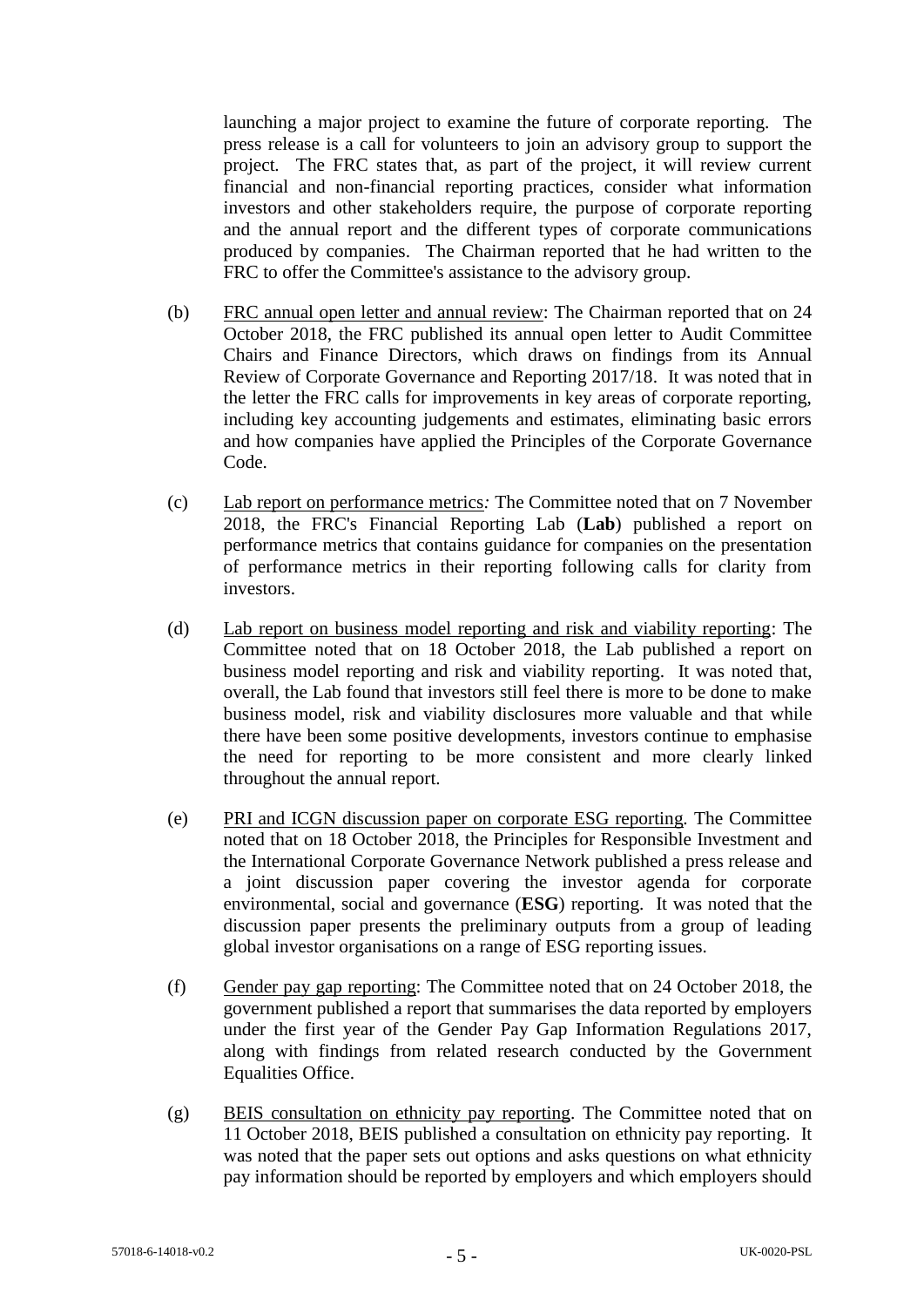launching a major project to examine the future of corporate reporting. The press release is a call for volunteers to join an advisory group to support the project. The FRC states that, as part of the project, it will review current financial and non-financial reporting practices, consider what information investors and other stakeholders require, the purpose of corporate reporting and the annual report and the different types of corporate communications produced by companies. The Chairman reported that he had written to the FRC to offer the Committee's assistance to the advisory group.

(b) FRC annual open letter and annual review: The Chairman reported that on 24 October 2018, the FRC published its annual open letter to Audit Committee Chairs and Finance Directors, which draws on findings from its Annual Review of Corporate Governance and Reporting 2017/18. It was noted that in the letter the FRC calls for improvements in key areas of corporate reporting, including key accounting judgements and estimates, eliminating basic errors and how companies have applied the Principles of the Corporate Governance Code.

(c) Lab report on performance metrics*:* The Committee noted that on 7 November 2018, the FRC's Financial Reporting Lab (**Lab**) published a report on performance metrics that contains guidance for companies on the presentation of performance metrics in their reporting following calls for clarity from investors.

(d) Lab report on business model reporting and risk and viability reporting: The Committee noted that on 18 October 2018, the Lab published a report on business model reporting and risk and viability reporting. It was noted that, overall, the Lab found that investors still feel there is more to be done to make business model, risk and viability disclosures more valuable and that while there have been some positive developments, investors continue to emphasise the need for reporting to be more consistent and more clearly linked throughout the annual report.

(e) PRI and ICGN discussion paper on corporate ESG reporting. The Committee noted that on 18 October 2018, the Principles for Responsible Investment and the International Corporate Governance Network published a press release and a joint discussion paper covering the investor agenda for corporate environmental, social and governance (**ESG**) reporting. It was noted that the discussion paper presents the preliminary outputs from a group of leading global investor organisations on a range of ESG reporting issues.

(f) Gender pay gap reporting: The Committee noted that on 24 October 2018, the government published a report that summarises the data reported by employers under the first year of the Gender Pay Gap Information Regulations 2017, along with findings from related research conducted by the Government Equalities Office.

(g) BEIS consultation on ethnicity pay reporting. The Committee noted that on 11 October 2018, BEIS published a consultation on ethnicity pay reporting. It was noted that the paper sets out options and asks questions on what ethnicity pay information should be reported by employers and which employers should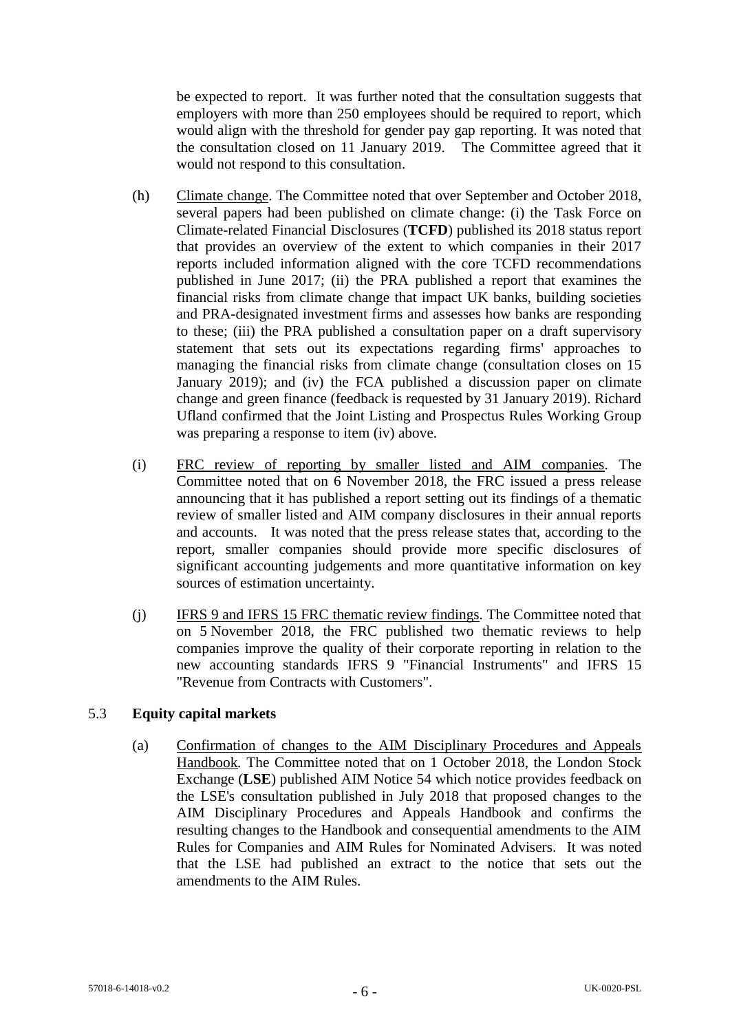be expected to report. It was further noted that the consultation suggests that employers with more than 250 employees should be required to report, which would align with the threshold for gender pay gap reporting. It was noted that the consultation closed on 11 January 2019. The Committee agreed that it would not respond to this consultation.

(h) Climate change. The Committee noted that over September and October 2018, several papers had been published on climate change: (i) the Task Force on Climate-related Financial Disclosures (**TCFD**) published its 2018 status report that provides an overview of the extent to which companies in their 2017 reports included information aligned with the core TCFD recommendations published in June 2017; (ii) the PRA published a report that examines the financial risks from climate change that impact UK banks, building societies and PRA-designated investment firms and assesses how banks are responding to these; (iii) the PRA published a consultation paper on a draft supervisory statement that sets out its expectations regarding firms' approaches to managing the financial risks from climate change (consultation closes on 15 January 2019); and (iv) the FCA published a discussion paper on climate change and green finance (feedback is requested by 31 January 2019). Richard Ufland confirmed that the Joint Listing and Prospectus Rules Working Group was preparing a response to item (iv) above.

(i) FRC review of reporting by smaller listed and AIM companies. The Committee noted that on 6 November 2018, the FRC issued a press release announcing that it has published a report setting out its findings of a thematic review of smaller listed and AIM company disclosures in their annual reports and accounts. It was noted that the press release states that, according to the report, smaller companies should provide more specific disclosures of significant accounting judgements and more quantitative information on key sources of estimation uncertainty.

(j) IFRS 9 and IFRS 15 FRC thematic review findings. The Committee noted that on 5 November 2018, the FRC published two thematic reviews to help companies improve the quality of their corporate reporting in relation to the new accounting standards IFRS 9 "Financial Instruments" and IFRS 15 "Revenue from Contracts with Customers".

## 5.3 Equity capital markets

(a) Confirmation of changes to the AIM Disciplinary Procedures and Appeals Handbook. The Committee noted that on 1 October 2018, the London Stock Exchange (**LSE**) published AIM Notice 54 which notice provides feedback on the LSE's consultation published in July 2018 that proposed changes to the AIM Disciplinary Procedures and Appeals Handbook and confirms the resulting changes to the Handbook and consequential amendments to the AIM Rules for Companies and AIM Rules for Nominated Advisers. It was noted that the LSE had published an extract to the notice that sets out the amendments to the AIM Rules.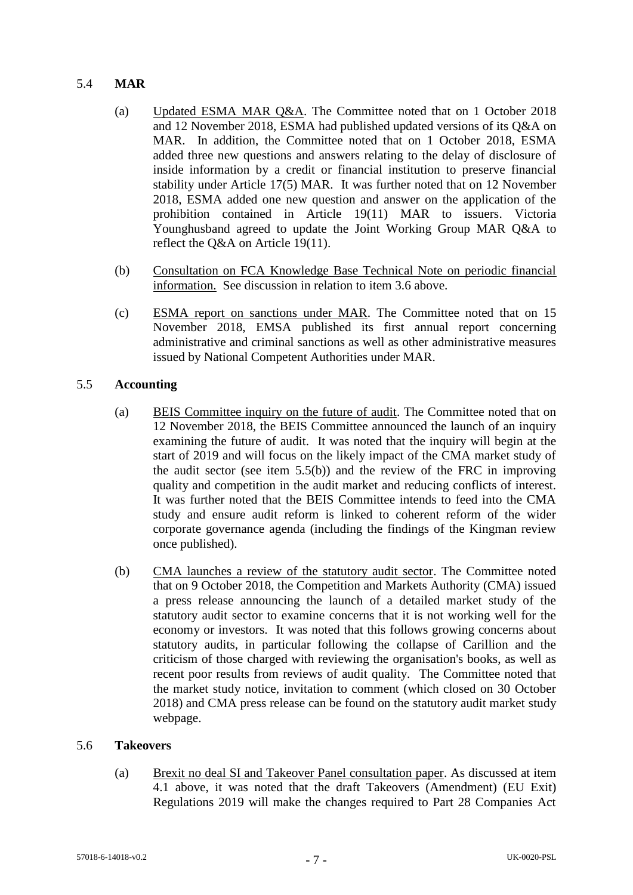## 5.4 **MAR**

(a) Updated ESMA MAR Q&A. The Committee noted that on 1 October 2018 and 12 November 2018, ESMA had published updated versions of its Q&A on MAR. In addition, the Committee noted that on 1 October 2018, ESMA added three new questions and answers relating to the delay of disclosure of inside information by a credit or financial institution to preserve financial stability under Article 17(5) MAR. It was further noted that on 12 November 2018, ESMA added one new question and answer on the application of the prohibition contained in Article 19(11) MAR to issuers. Victoria Younghusband agreed to update the Joint Working Group MAR Q&A to reflect the Q&A on Article 19(11).

(b) Consultation on FCA Knowledge Base Technical Note on periodic financial information. See discussion in relation to item 3.6 above.

(c) ESMA report on sanctions under MAR. The Committee noted that on 15 November 2018, EMSA published its first annual report concerning administrative and criminal sanctions as well as other administrative measures issued by National Competent Authorities under MAR.

## 5.5 **Accounting**

(a) BEIS Committee inquiry on the future of audit. The Committee noted that on 12 November 2018, the BEIS Committee announced the launch of an inquiry examining the future of audit. It was noted that the inquiry will begin at the start of 2019 and will focus on the likely impact of the CMA market study of the audit sector (see item 5.5(b)) and the review of the FRC in improving quality and competition in the audit market and reducing conflicts of interest. It was further noted that the BEIS Committee intends to feed into the CMA study and ensure audit reform is linked to coherent reform of the wider corporate governance agenda (including the findings of the Kingman review once published).

(b) CMA launches a review of the statutory audit sector. The Committee noted that on 9 October 2018, the Competition and Markets Authority (CMA) issued a press release announcing the launch of a detailed market study of the statutory audit sector to examine concerns that it is not working well for the economy or investors. It was noted that this follows growing concerns about statutory audits, in particular following the collapse of Carillion and the criticism of those charged with reviewing the organisation's books, as well as recent poor results from reviews of audit quality. The Committee noted that the market study notice, invitation to comment (which closed on 30 October 2018) and CMA press release can be found on the statutory audit market study webpage.

## 5.6 **Takeovers**

(a) Brexit no deal SI and Takeover Panel consultation paper. As discussed at item 4.1 above, it was noted that the draft Takeovers (Amendment) (EU Exit) Regulations 2019 will make the changes required to Part 28 Companies Act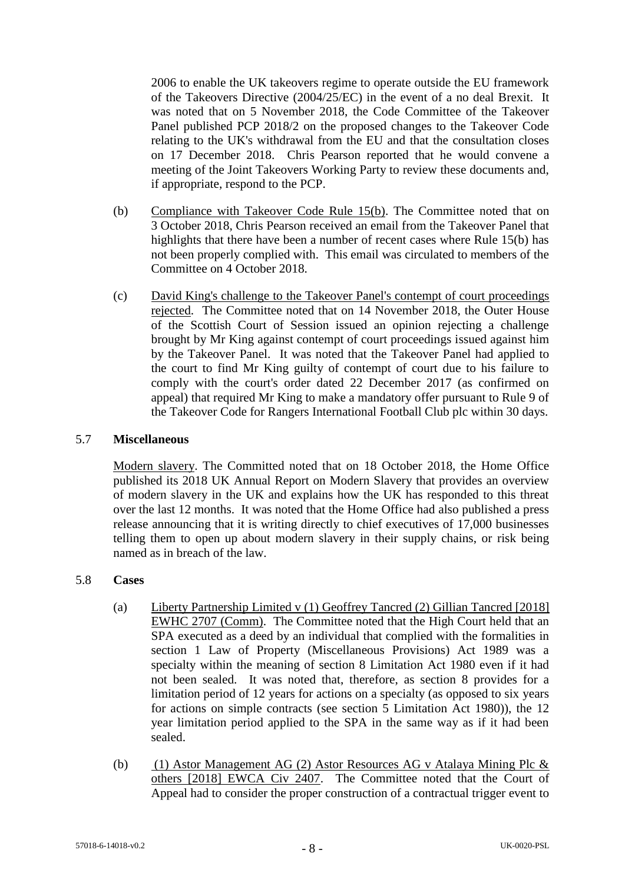2006 to enable the UK takeovers regime to operate outside the EU framework of the Takeovers Directive (2004/25/EC) in the event of a no deal Brexit. It was noted that on 5 November 2018, the Code Committee of the Takeover Panel published PCP 2018/2 on the proposed changes to the Takeover Code relating to the UK's withdrawal from the EU and that the consultation closes on 17 December 2018. Chris Pearson reported that he would convene a meeting of the Joint Takeovers Working Party to review these documents and, if appropriate, respond to the PCP.

(b) Compliance with Takeover Code Rule 15(b). The Committee noted that on 3 October 2018, Chris Pearson received an email from the Takeover Panel that highlights that there have been a number of recent cases where Rule 15(b) has not been properly complied with. This email was circulated to members of the Committee on 4 October 2018.

(c) David King's challenge to the Takeover Panel's contempt of court proceedings rejected. The Committee noted that on 14 November 2018, the Outer House of the Scottish Court of Session issued an opinion rejecting a challenge brought by Mr King against contempt of court proceedings issued against him by the Takeover Panel. It was noted that the Takeover Panel had applied to the court to find Mr King guilty of contempt of court due to his failure to comply with the court's order dated 22 December 2017 (as confirmed on appeal) that required Mr King to make a mandatory offer pursuant to Rule 9 of the Takeover Code for Rangers International Football Club plc within 30 days.

5.7 **Miscellaneous**

Modern slavery. The Committed noted that on 18 October 2018, the Home Office published its 2018 UK Annual Report on Modern Slavery that provides an overview of modern slavery in the UK and explains how the UK has responded to this threat over the last 12 months. It was noted that the Home Office had also published a press release announcing that it is writing directly to chief executives of 17,000 businesses telling them to open up about modern slavery in their supply chains, or risk being named as in breach of the law.

5.8 **Cases**

(a) Liberty Partnership Limited v (1) Geoffrey Tancred (2) Gillian Tancred [2018] EWHC 2707 (Comm). The Committee noted that the High Court held that an SPA executed as a deed by an individual that complied with the formalities in section 1 Law of Property (Miscellaneous Provisions) Act 1989 was a specialty within the meaning of section 8 Limitation Act 1980 even if it had not been sealed. It was noted that, therefore, as section 8 provides for a limitation period of 12 years for actions on a specialty (as opposed to six years for actions on simple contracts (see section 5 Limitation Act 1980)), the 12 year limitation period applied to the SPA in the same way as if it had been sealed.

(b) (1) Astor Management AG (2) Astor Resources AG v Atalaya Mining Plc & others [2018] EWCA Civ 2407. The Committee noted that the Court of Appeal had to consider the proper construction of a contractual trigger event to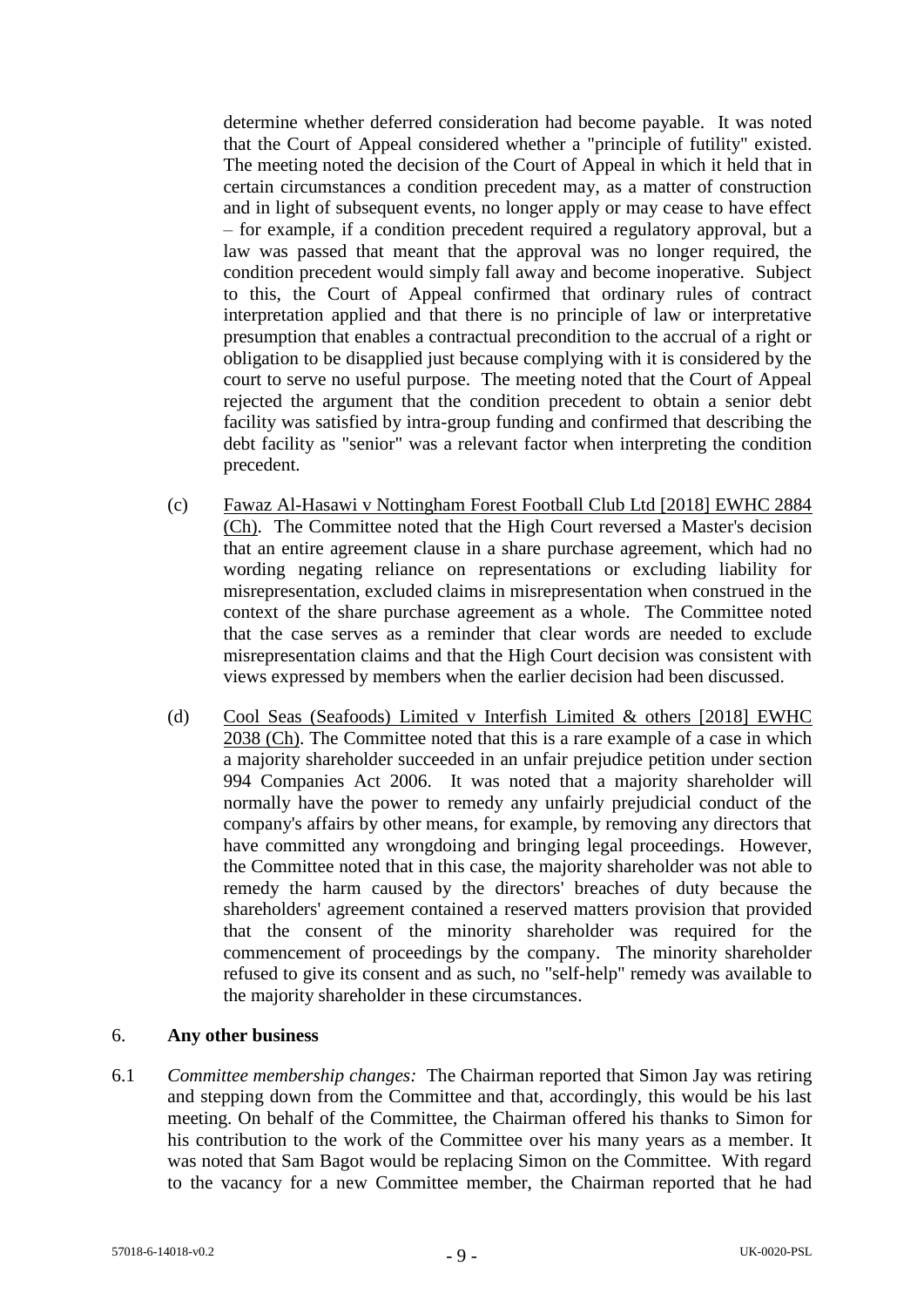determine whether deferred consideration had become payable. It was noted that the Court of Appeal considered whether a "principle of futility" existed. The meeting noted the decision of the Court of Appeal in which it held that in certain circumstances a condition precedent may, as a matter of construction and in light of subsequent events, no longer apply or may cease to have effect – for example, if a condition precedent required a regulatory approval, but a law was passed that meant that the approval was no longer required, the condition precedent would simply fall away and become inoperative. Subject to this, the Court of Appeal confirmed that ordinary rules of contract interpretation applied and that there is no principle of law or interpretative presumption that enables a contractual precondition to the accrual of a right or obligation to be disapplied just because complying with it is considered by the court to serve no useful purpose. The meeting noted that the Court of Appeal rejected the argument that the condition precedent to obtain a senior debt facility was satisfied by intra-group funding and confirmed that describing the debt facility as "senior" was a relevant factor when interpreting the condition precedent.

(c) Fawaz Al-Hasawi v Nottingham Forest Football Club Ltd [2018] EWHC 2884 (Ch). The Committee noted that the High Court reversed a Master's decision that an entire agreement clause in a share purchase agreement, which had no wording negating reliance on representations or excluding liability for misrepresentation, excluded claims in misrepresentation when construed in the context of the share purchase agreement as a whole. The Committee noted that the case serves as a reminder that clear words are needed to exclude misrepresentation claims and that the High Court decision was consistent with views expressed by members when the earlier decision had been discussed.

(d) Cool Seas (Seafoods) Limited v Interfish Limited & others [2018] EWHC 2038 (Ch). The Committee noted that this is a rare example of a case in which a majority shareholder succeeded in an unfair prejudice petition under section 994 Companies Act 2006. It was noted that a majority shareholder will normally have the power to remedy any unfairly prejudicial conduct of the company's affairs by other means, for example, by removing any directors that have committed any wrongdoing and bringing legal proceedings. However, the Committee noted that in this case, the majority shareholder was not able to remedy the harm caused by the directors' breaches of duty because the shareholders' agreement contained a reserved matters provision that provided that the consent of the minority shareholder was required for the commencement of proceedings by the company. The minority shareholder refused to give its consent and as such, no "self-help" remedy was available to the majority shareholder in these circumstances.

## 6. Any other business

6.1 *Committee membership changes:* The Chairman reported that Simon Jay was retiring and stepping down from the Committee and that, accordingly, this would be his last meeting. On behalf of the Committee, the Chairman offered his thanks to Simon for his contribution to the work of the Committee over his many years as a member. It was noted that Sam Bagot would be replacing Simon on the Committee. With regard to the vacancy for a new Committee member, the Chairman reported that he had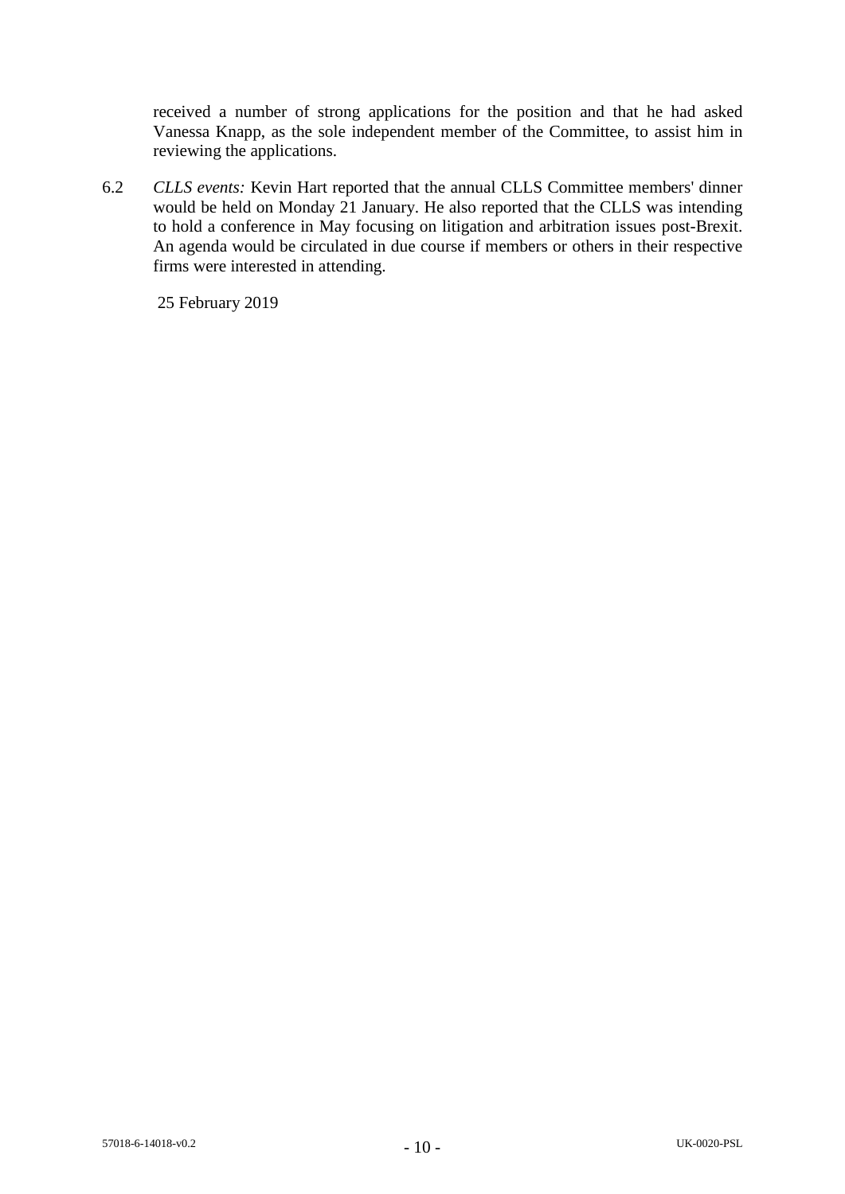received a number of strong applications for the position and that he had asked Vanessa Knapp, as the sole independent member of the Committee, to assist him in reviewing the applications.

6.2 *CLLS events:* Kevin Hart reported that the annual CLLS Committee members' dinner would be held on Monday 21 January. He also reported that the CLLS was intending to hold a conference in May focusing on litigation and arbitration issues post-Brexit. An agenda would be circulated in due course if members or others in their respective firms were interested in attending.

25 February 2019